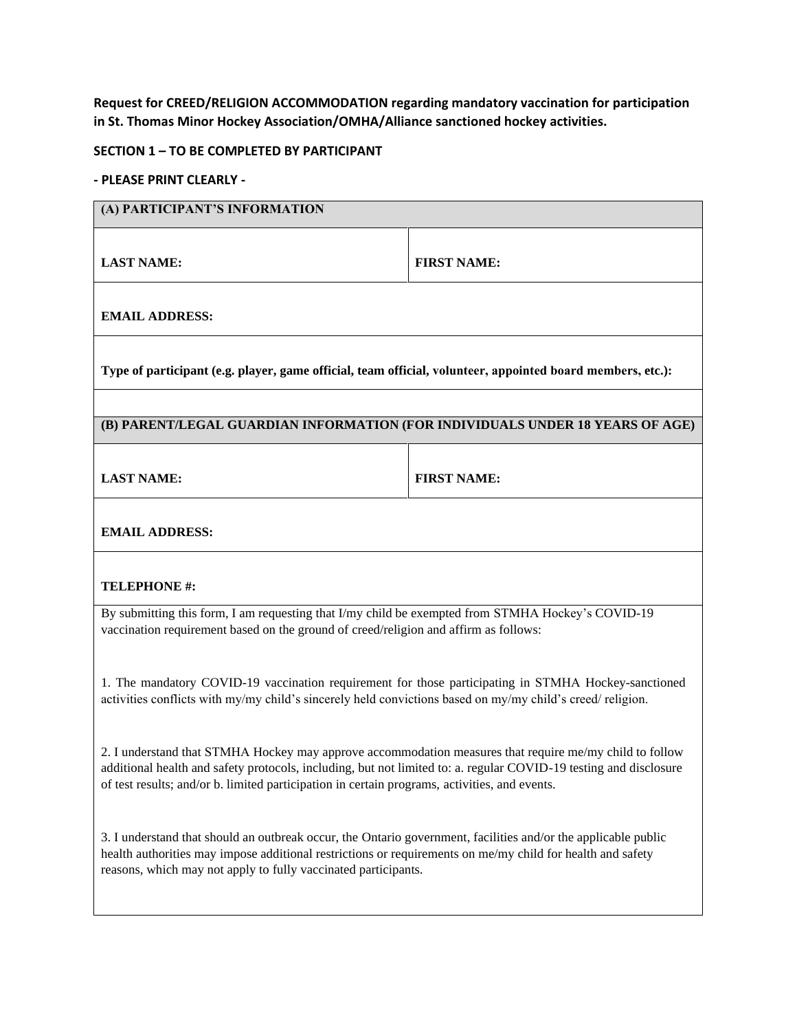**Request for CREED/RELIGION ACCOMMODATION regarding mandatory vaccination for participation in St. Thomas Minor Hockey Association/OMHA/Alliance sanctioned hockey activities.**

**SECTION 1 – TO BE COMPLETED BY PARTICIPANT**

**- PLEASE PRINT CLEARLY -**

| **(A) PARTICIPANT'S INFORMATION** | |
|---|---|
| **LAST NAME:** | **FIRST NAME:** |
| **EMAIL ADDRESS:** | |
| **Type of participant (e.g. player, game official, team official, volunteer, appointed board members, etc.):** | |
| | |
| **(B) PARENT/LEGAL GUARDIAN INFORMATION (FOR INDIVIDUALS UNDER 18 YEARS OF AGE)** | |
| **LAST NAME:** | **FIRST NAME:** |
| **EMAIL ADDRESS:** | |
| **TELEPHONE #:** | |

By submitting this form, I am requesting that I/my child be exempted from STMHA Hockey's COVID-19 vaccination requirement based on the ground of creed/religion and affirm as follows:

1. The mandatory COVID-19 vaccination requirement for those participating in STMHA Hockey-sanctioned activities conflicts with my/my child's sincerely held convictions based on my/my child's creed/ religion.

2. I understand that STMHA Hockey may approve accommodation measures that require me/my child to follow additional health and safety protocols, including, but not limited to: a. regular COVID-19 testing and disclosure of test results; and/or b. limited participation in certain programs, activities, and events.

3. I understand that should an outbreak occur, the Ontario government, facilities and/or the applicable public health authorities may impose additional restrictions or requirements on me/my child for health and safety reasons, which may not apply to fully vaccinated participants.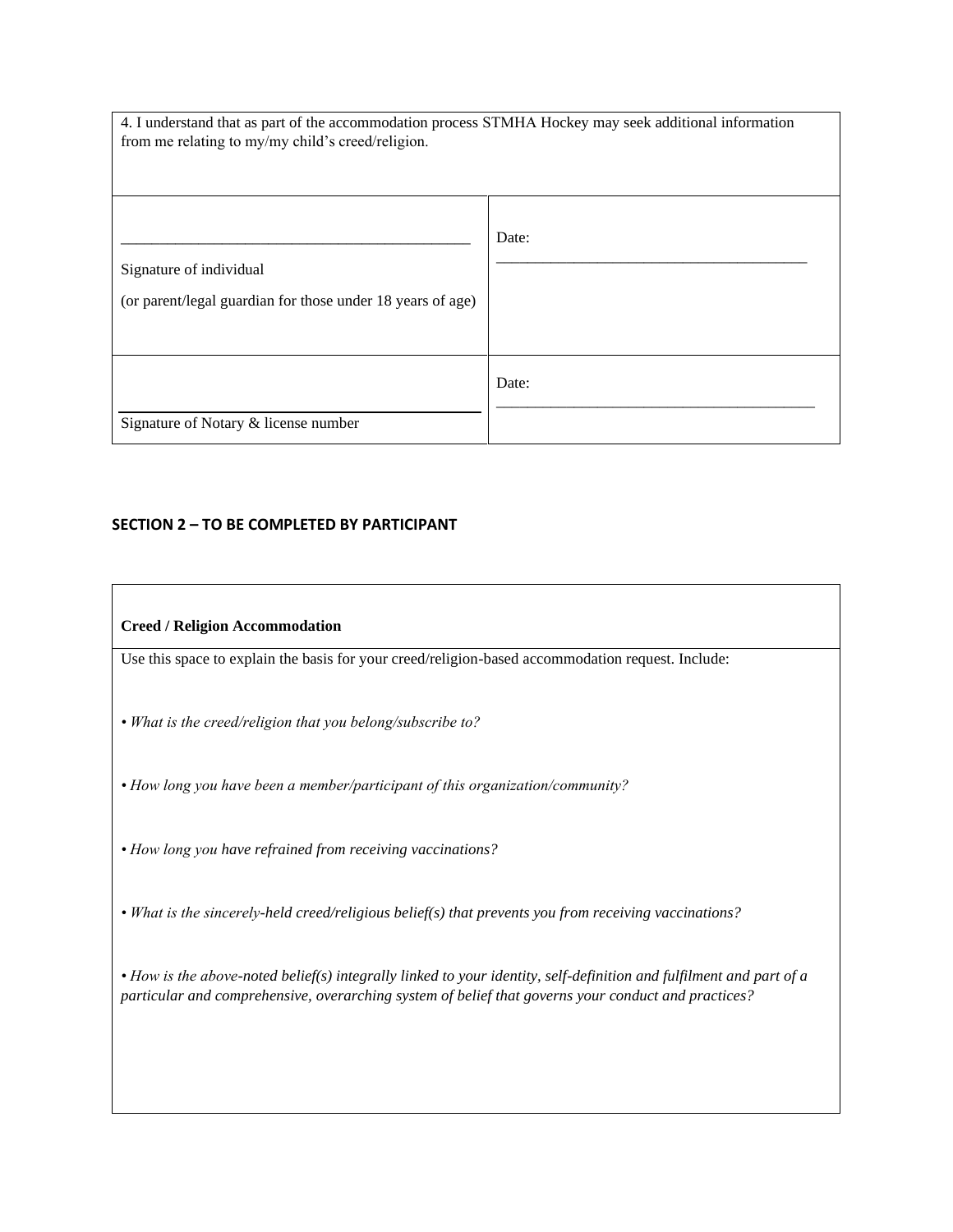| 4. I understand that as part of the accommodation process STMHA Hockey may seek additional information from me relating to my/my child's creed/religion. | |
| --- | --- |
| \_\_\_\_\_\_\_\_\_\_\_\_\_\_\_\_\_\_\_\_\_\_\_\_\_\_\_\_\_\_\_\_\_\_\_\_\_\_\_\_\_\_\_\_<br>Signature of individual<br>(or parent/legal guardian for those under 18 years of age) | Date: \_\_\_\_\_\_\_\_\_\_\_\_\_\_\_\_\_\_\_\_\_\_\_\_\_\_\_\_\_\_\_\_\_\_\_\_\_\_\_\_ |
| \_\_\_\_\_\_\_\_\_\_\_\_\_\_\_\_\_\_\_\_\_\_\_\_\_\_\_\_\_\_\_\_\_\_\_\_\_\_\_\_\_\_\_\_<br>Signature of Notary & license number | Date: \_\_\_\_\_\_\_\_\_\_\_\_\_\_\_\_\_\_\_\_\_\_\_\_\_\_\_\_\_\_\_\_\_\_\_\_\_\_\_\_ |

## SECTION 2 – TO BE COMPLETED BY PARTICIPANT

| **Creed / Religion Accommodation** |
| --- |
| Use this space to explain the basis for your creed/religion-based accommodation request. Include:<br><br>*• What is the creed/religion that you belong/subscribe to?*<br><br>*• How long you have been a member/participant of this organization/community?*<br><br>*• How long you have refrained from receiving vaccinations?*<br><br>*• What is the sincerely-held creed/religious belief(s) that prevents you from receiving vaccinations?*<br><br>*• How is the above-noted belief(s) integrally linked to your identity, self-definition and fulfilment and part of a particular and comprehensive, overarching system of belief that governs your conduct and practices?* |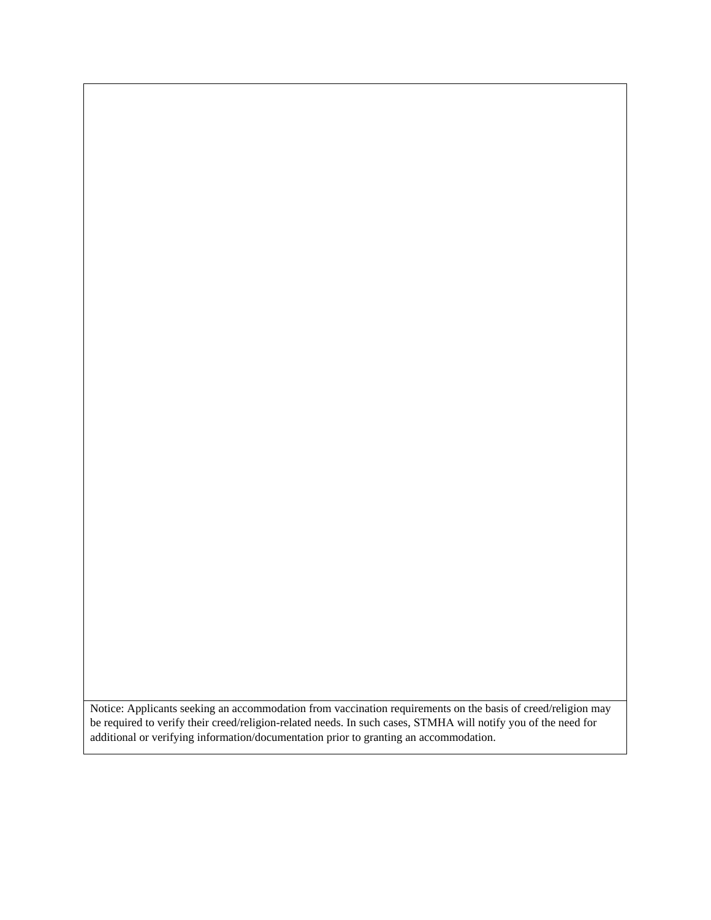Notice: Applicants seeking an accommodation from vaccination requirements on the basis of creed/religion may be required to verify their creed/religion-related needs. In such cases, STMHA will notify you of the need for additional or verifying information/documentation prior to granting an accommodation.